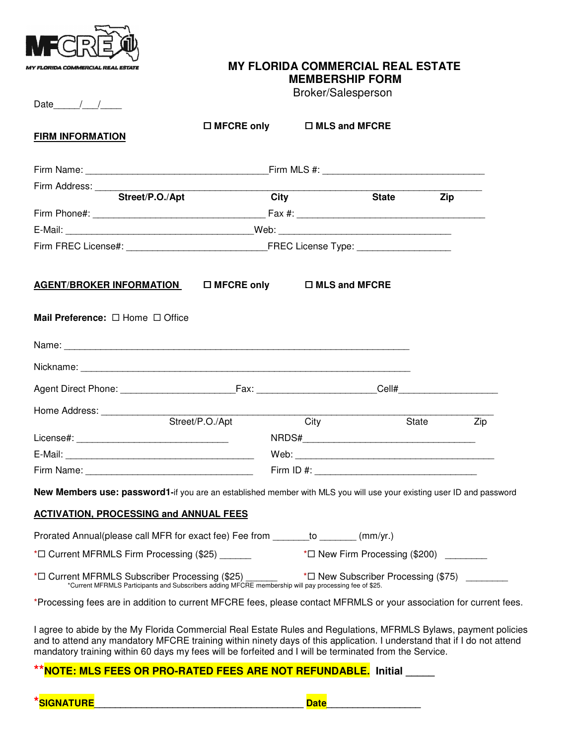MFCRE MY FLORIDA COMMERCIAL REAL ESTATE

# MY FLORIDA COMMERCIAL REAL ESTATE
## MEMBERSHIP FORM
Broker/Salesperson

Date_____/___/____

☐ **MFCRE only** ☐ **MLS and MFCRE**

**FIRM INFORMATION**

Firm Name: ___________________________________Firm MLS #: _______________________________

Firm Address: _______________________________________________________________________
**Street/P.O./Apt** **City** **State** **Zip**

Firm Phone#: _________________________________ Fax #: ____________________________________

E-Mail: ____________________________________Web: _________________________________

Firm FREC License#: ___________________________FREC License Type: __________________

**AGENT/BROKER INFORMATION** ☐ **MFCRE only** ☐ **MLS and MFCRE**

**Mail Preference:** ☐ Home ☐ Office

Name: ___________________________________________________________________

Nickname: ________________________________________________________________

Agent Direct Phone: ______________________Fax: ______________________Cell#___________________

Home Address: _______________________________________________________________________
Street/P.O./Apt City State Zip

License#: ______________________________ NRDS#_________________________________

E-Mail: ______________________________________ Web: ________________________________________

Firm Name: _________________________________ Firm ID #: _______________________________

**New Members use: password1-**if you are an established member with MLS you will use your existing user ID and password

**ACTIVATION, PROCESSING and ANNUAL FEES**

Prorated Annual(please call MFR for exact fee) Fee from _______to _______ (mm/yr.)

*☐ Current MFRMLS Firm Processing ($25) ______ *☐ New Firm Processing ($200) ________

*☐ Current MFRMLS Subscriber Processing ($25) ______ *☐ New Subscriber Processing ($75) ________

*Current MFRMLS Participants and Subscribers adding MFCRE membership will pay processing fee of $25.

*Processing fees are in addition to current MFCRE fees, please contact MFRMLS or your association for current fees.

I agree to abide by the My Florida Commercial Real Estate Rules and Regulations, MFRMLS Bylaws, payment policies and to attend any mandatory MFCRE training within ninety days of this application. I understand that if I do not attend mandatory training within 60 days my fees will be forfeited and I will be terminated from the Service.

****NOTE: MLS FEES OR PRO-RATED FEES ARE NOT REFUNDABLE.** **Initial _____**

***SIGNATURE**_______________________________________ **Date**_________________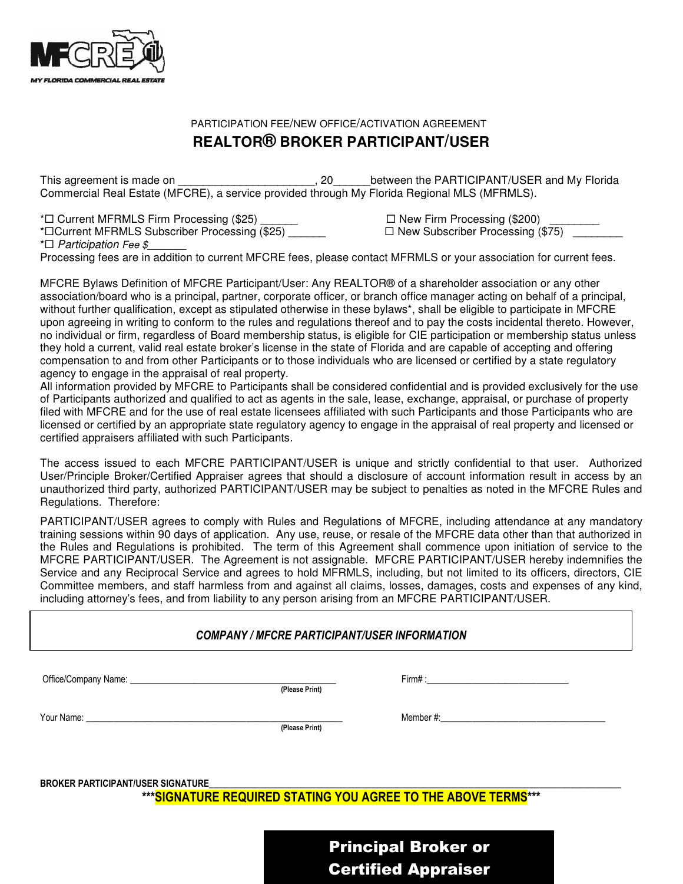MFCRE MY FLORIDA COMMERCIAL REAL ESTATE

PARTICIPATION FEE/NEW OFFICE/ACTIVATION AGREEMENT

## REALTOR® BROKER PARTICIPANT/USER

This agreement is made on ______________________, 20______between the PARTICIPANT/USER and My Florida Commercial Real Estate (MFCRE), a service provided through My Florida Regional MLS (MFRMLS).

*☐ Current MFRMLS Firm Processing ($25) ______
*☐Current MFRMLS Subscriber Processing ($25) ______
*☐ *Participation Fee $*______

☐ New Firm Processing ($200) ________
☐ New Subscriber Processing ($75) ________

Processing fees are in addition to current MFCRE fees, please contact MFRMLS or your association for current fees.

MFCRE Bylaws Definition of MFCRE Participant/User: Any REALTOR® of a shareholder association or any other association/board who is a principal, partner, corporate officer, or branch office manager acting on behalf of a principal, without further qualification, except as stipulated otherwise in these bylaws*, shall be eligible to participate in MFCRE upon agreeing in writing to conform to the rules and regulations thereof and to pay the costs incidental thereto. However, no individual or firm, regardless of Board membership status, is eligible for CIE participation or membership status unless they hold a current, valid real estate broker's license in the state of Florida and are capable of accepting and offering compensation to and from other Participants or to those individuals who are licensed or certified by a state regulatory agency to engage in the appraisal of real property.
All information provided by MFCRE to Participants shall be considered confidential and is provided exclusively for the use of Participants authorized and qualified to act as agents in the sale, lease, exchange, appraisal, or purchase of property filed with MFCRE and for the use of real estate licensees affiliated with such Participants and those Participants who are licensed or certified by an appropriate state regulatory agency to engage in the appraisal of real property and licensed or certified appraisers affiliated with such Participants.

The access issued to each MFCRE PARTICIPANT/USER is unique and strictly confidential to that user. Authorized User/Principle Broker/Certified Appraiser agrees that should a disclosure of account information result in access by an unauthorized third party, authorized PARTICIPANT/USER may be subject to penalties as noted in the MFCRE Rules and Regulations. Therefore:

PARTICIPANT/USER agrees to comply with Rules and Regulations of MFCRE, including attendance at any mandatory training sessions within 90 days of application. Any use, reuse, or resale of the MFCRE data other than that authorized in the Rules and Regulations is prohibited. The term of this Agreement shall commence upon initiation of service to the MFCRE PARTICIPANT/USER. The Agreement is not assignable. MFCRE PARTICIPANT/USER hereby indemnifies the Service and any Reciprocal Service and agrees to hold MFRMLS, including, but not limited to its officers, directors, CIE Committee members, and staff harmless from and against all claims, losses, damages, costs and expenses of any kind, including attorney's fees, and from liability to any person arising from an MFCRE PARTICIPANT/USER.

***COMPANY / MFCRE PARTICIPANT/USER INFORMATION***

Office/Company Name: ___________________________________________ Firm# :____________________________
(Please Print)

Your Name: ____________________________________________________ Member #:__________________________________
(Please Print)

**BROKER PARTICIPANT/USER SIGNATURE**______________________________________________________________________

*****SIGNATURE REQUIRED STATING YOU AGREE TO THE ABOVE TERMS*****

**Principal Broker or Certified Appraiser**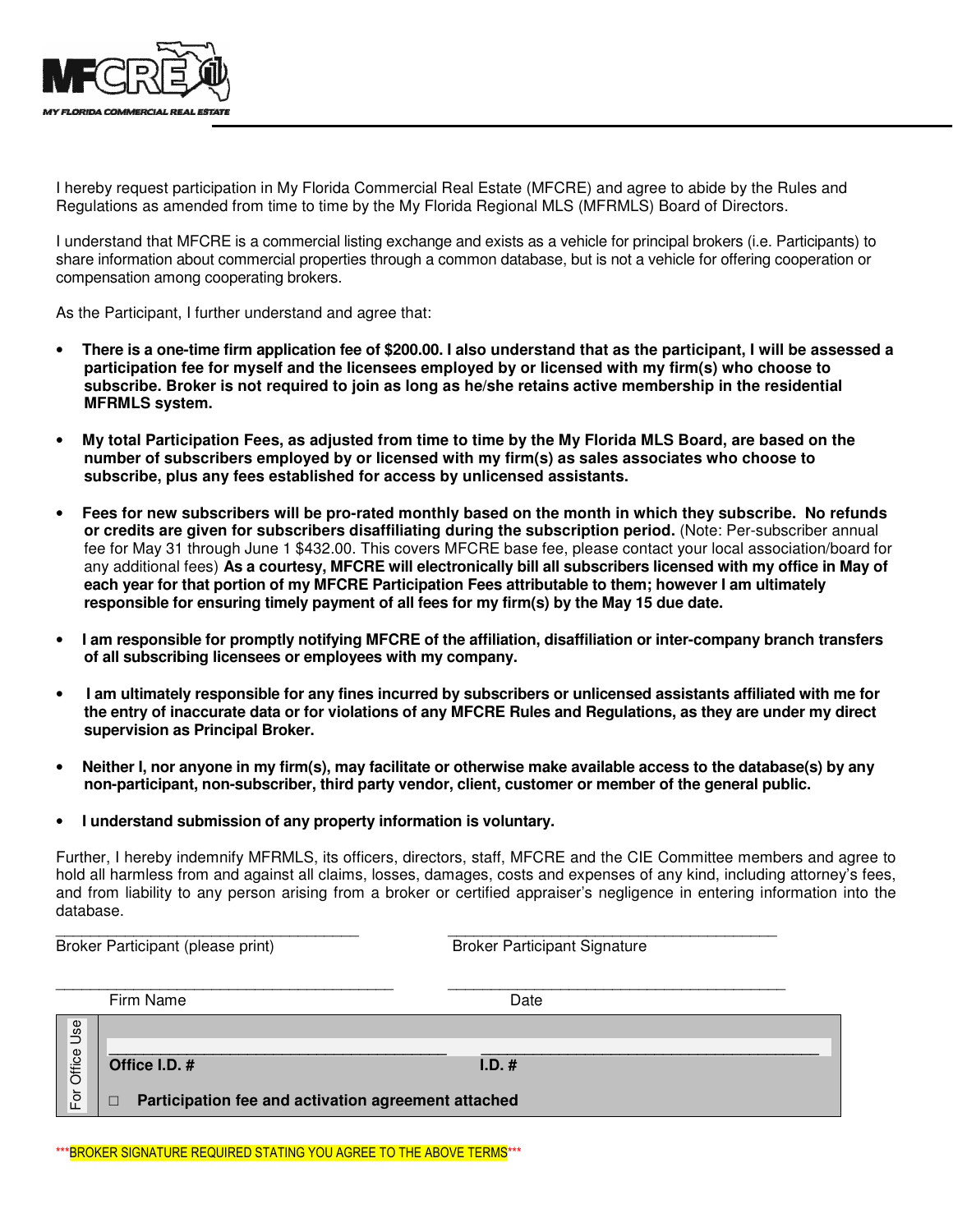MFCRE

MY FLORIDA COMMERCIAL REAL ESTATE

I hereby request participation in My Florida Commercial Real Estate (MFCRE) and agree to abide by the Rules and Regulations as amended from time to time by the My Florida Regional MLS (MFRMLS) Board of Directors.

I understand that MFCRE is a commercial listing exchange and exists as a vehicle for principal brokers (i.e. Participants) to share information about commercial properties through a common database, but is not a vehicle for offering cooperation or compensation among cooperating brokers.

As the Participant, I further understand and agree that:

- **There is a one-time firm application fee of $200.00. I also understand that as the participant, I will be assessed a participation fee for myself and the licensees employed by or licensed with my firm(s) who choose to subscribe. Broker is not required to join as long as he/she retains active membership in the residential MFRMLS system.**
- **My total Participation Fees, as adjusted from time to time by the My Florida MLS Board, are based on the number of subscribers employed by or licensed with my firm(s) as sales associates who choose to subscribe, plus any fees established for access by unlicensed assistants.**
- **Fees for new subscribers will be pro-rated monthly based on the month in which they subscribe. No refunds or credits are given for subscribers disaffiliating during the subscription period.** (Note: Per-subscriber annual fee for May 31 through June 1 $432.00. This covers MFCRE base fee, please contact your local association/board for any additional fees) **As a courtesy, MFCRE will electronically bill all subscribers licensed with my office in May of each year for that portion of my MFCRE Participation Fees attributable to them; however I am ultimately responsible for ensuring timely payment of all fees for my firm(s) by the May 15 due date.**
- **I am responsible for promptly notifying MFCRE of the affiliation, disaffiliation or inter-company branch transfers of all subscribing licensees or employees with my company.**
- **I am ultimately responsible for any fines incurred by subscribers or unlicensed assistants affiliated with me for the entry of inaccurate data or for violations of any MFCRE Rules and Regulations, as they are under my direct supervision as Principal Broker.**
- **Neither I, nor anyone in my firm(s), may facilitate or otherwise make available access to the database(s) by any non-participant, non-subscriber, third party vendor, client, customer or member of the general public.**
- **I understand submission of any property information is voluntary.**

Further, I hereby indemnify MFRMLS, its officers, directors, staff, MFCRE and the CIE Committee members and agree to hold all harmless from and against all claims, losses, damages, costs and expenses of any kind, including attorney's fees, and from liability to any person arising from a broker or certified appraiser's negligence in entering information into the database.

| | |
|---|---|
| ______________________________ | ______________________________ |
| Broker Participant (please print) | Broker Participant Signature |
| ______________________________ | ______________________________ |
| Firm Name | Date |

**For Office Use**

| | |
|---|---|
| ______________________________ | ______________________________ |
| **Office I.D. #** | **I.D. #** |

☐ **Participation fee and activation agreement attached**

\*\*\*BROKER SIGNATURE REQUIRED STATING YOU AGREE TO THE ABOVE TERMS\*\*\*